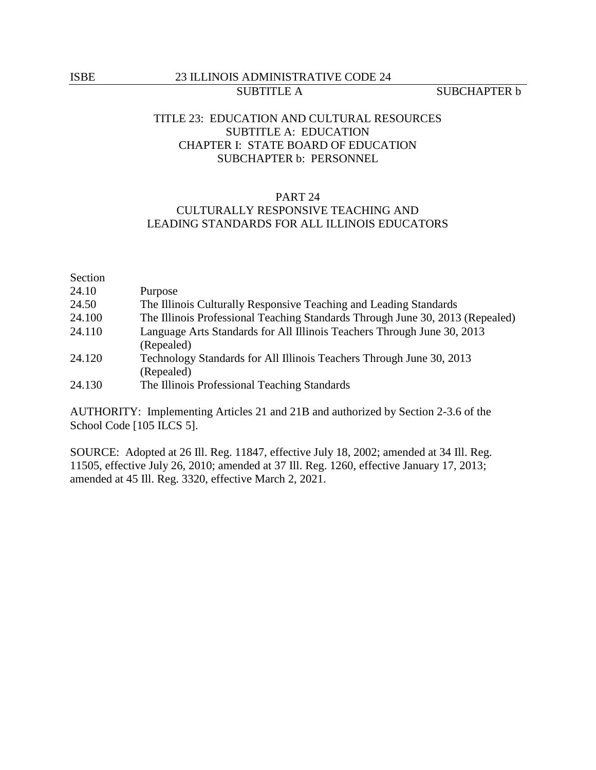TITLE 23: EDUCATION AND CULTURAL RESOURCES
SUBTITLE A: EDUCATION
CHAPTER I: STATE BOARD OF EDUCATION
SUBCHAPTER b: PERSONNEL

# PART 24
# CULTURALLY RESPONSIVE TEACHING AND LEADING STANDARDS FOR ALL ILLINOIS EDUCATORS

| Section | |
|---|---|
| 24.10 | Purpose |
| 24.50 | The Illinois Culturally Responsive Teaching and Leading Standards |
| 24.100 | The Illinois Professional Teaching Standards Through June 30, 2013 (Repealed) |
| 24.110 | Language Arts Standards for All Illinois Teachers Through June 30, 2013 (Repealed) |
| 24.120 | Technology Standards for All Illinois Teachers Through June 30, 2013 (Repealed) |
| 24.130 | The Illinois Professional Teaching Standards |

AUTHORITY: Implementing Articles 21 and 21B and authorized by Section 2-3.6 of the School Code [105 ILCS 5].

SOURCE: Adopted at 26 Ill. Reg. 11847, effective July 18, 2002; amended at 34 Ill. Reg. 11505, effective July 26, 2010; amended at 37 Ill. Reg. 1260, effective January 17, 2013; amended at 45 Ill. Reg. 3320, effective March 2, 2021.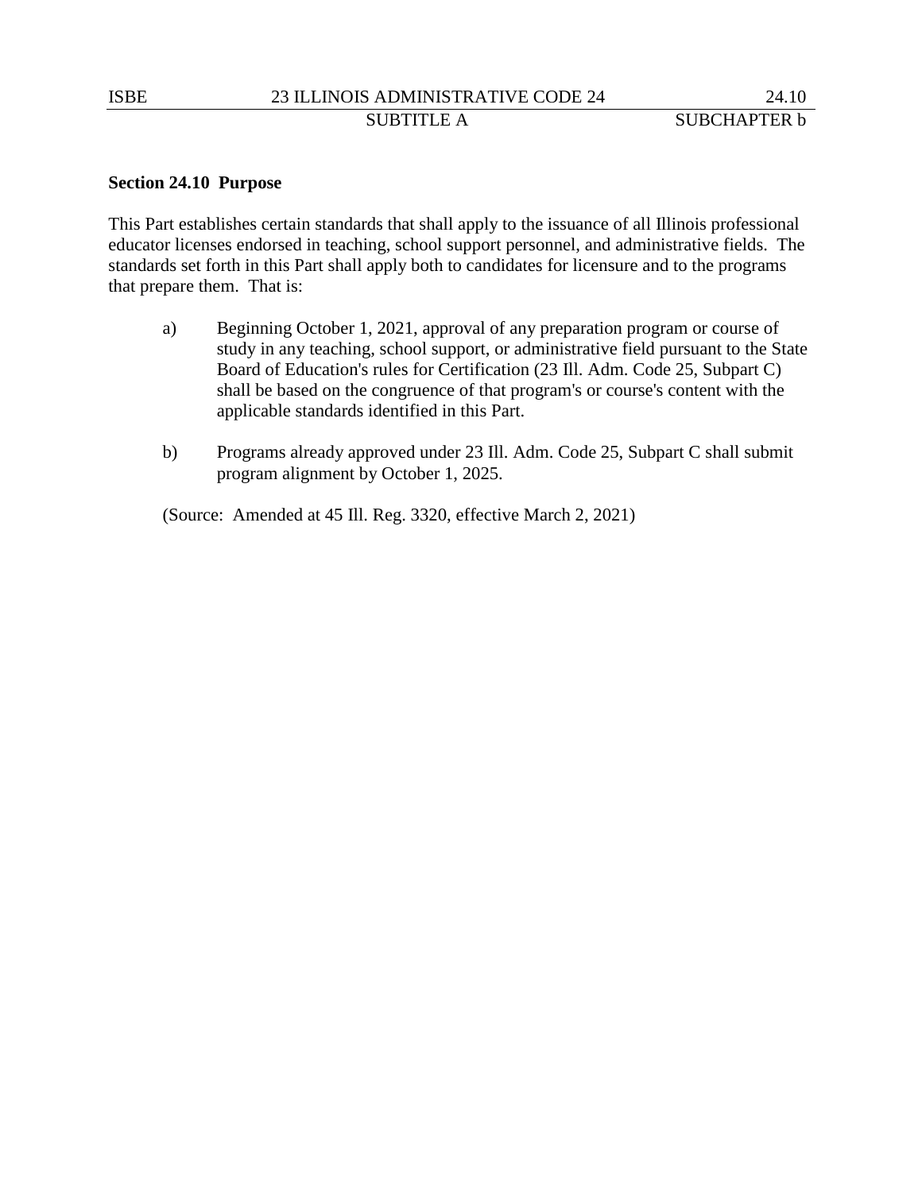**Section 24.10 Purpose**

This Part establishes certain standards that shall apply to the issuance of all Illinois professional educator licenses endorsed in teaching, school support personnel, and administrative fields. The standards set forth in this Part shall apply both to candidates for licensure and to the programs that prepare them. That is:

a) Beginning October 1, 2021, approval of any preparation program or course of study in any teaching, school support, or administrative field pursuant to the State Board of Education's rules for Certification (23 Ill. Adm. Code 25, Subpart C) shall be based on the congruence of that program's or course's content with the applicable standards identified in this Part.

b) Programs already approved under 23 Ill. Adm. Code 25, Subpart C shall submit program alignment by October 1, 2025.

(Source: Amended at 45 Ill. Reg. 3320, effective March 2, 2021)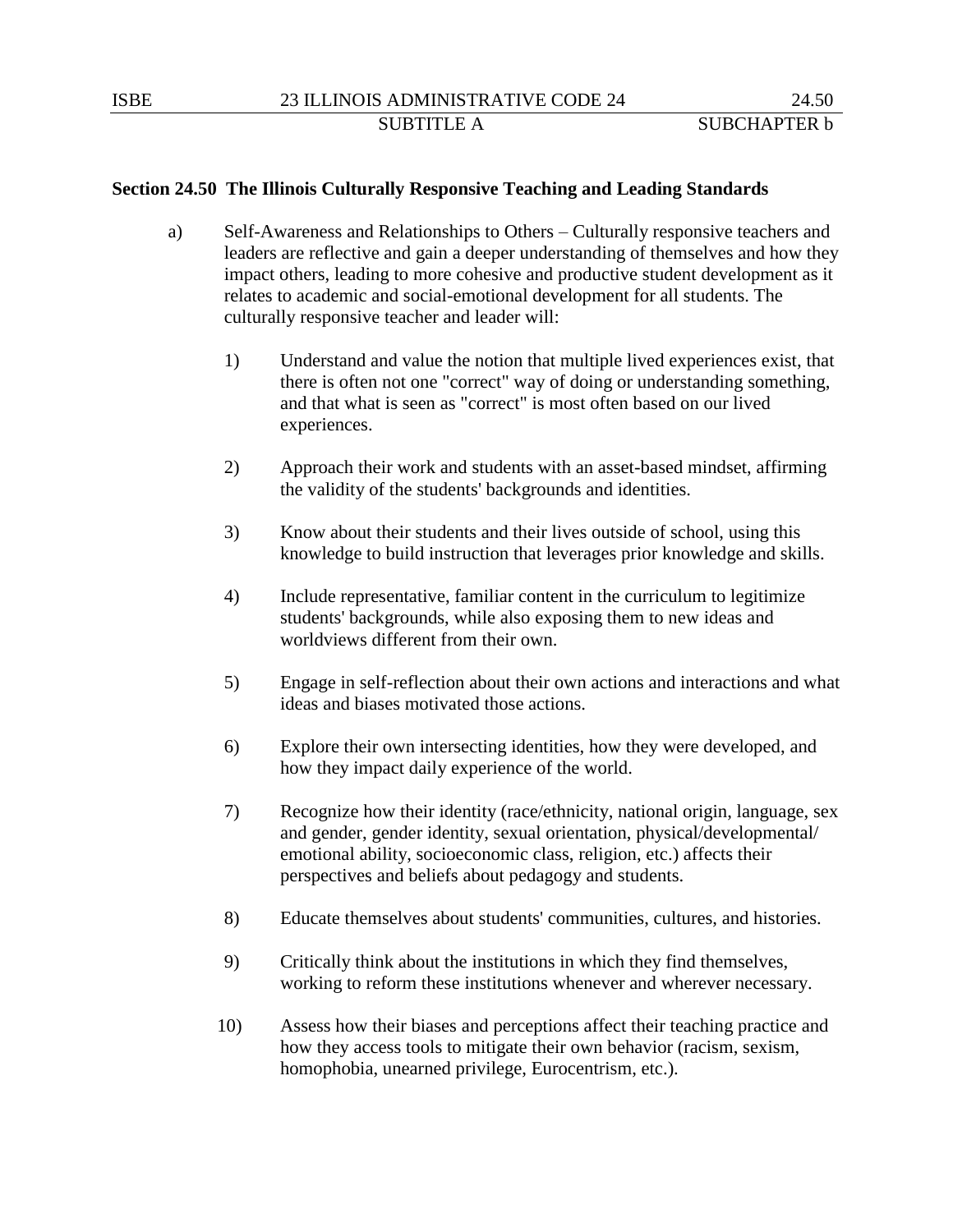**Section 24.50 The Illinois Culturally Responsive Teaching and Leading Standards**

a) Self-Awareness and Relationships to Others – Culturally responsive teachers and leaders are reflective and gain a deeper understanding of themselves and how they impact others, leading to more cohesive and productive student development as it relates to academic and social-emotional development for all students. The culturally responsive teacher and leader will:

1) Understand and value the notion that multiple lived experiences exist, that there is often not one "correct" way of doing or understanding something, and that what is seen as "correct" is most often based on our lived experiences.

2) Approach their work and students with an asset-based mindset, affirming the validity of the students' backgrounds and identities.

3) Know about their students and their lives outside of school, using this knowledge to build instruction that leverages prior knowledge and skills.

4) Include representative, familiar content in the curriculum to legitimize students' backgrounds, while also exposing them to new ideas and worldviews different from their own.

5) Engage in self-reflection about their own actions and interactions and what ideas and biases motivated those actions.

6) Explore their own intersecting identities, how they were developed, and how they impact daily experience of the world.

7) Recognize how their identity (race/ethnicity, national origin, language, sex and gender, gender identity, sexual orientation, physical/developmental/emotional ability, socioeconomic class, religion, etc.) affects their perspectives and beliefs about pedagogy and students.

8) Educate themselves about students' communities, cultures, and histories.

9) Critically think about the institutions in which they find themselves, working to reform these institutions whenever and wherever necessary.

10) Assess how their biases and perceptions affect their teaching practice and how they access tools to mitigate their own behavior (racism, sexism, homophobia, unearned privilege, Eurocentrism, etc.).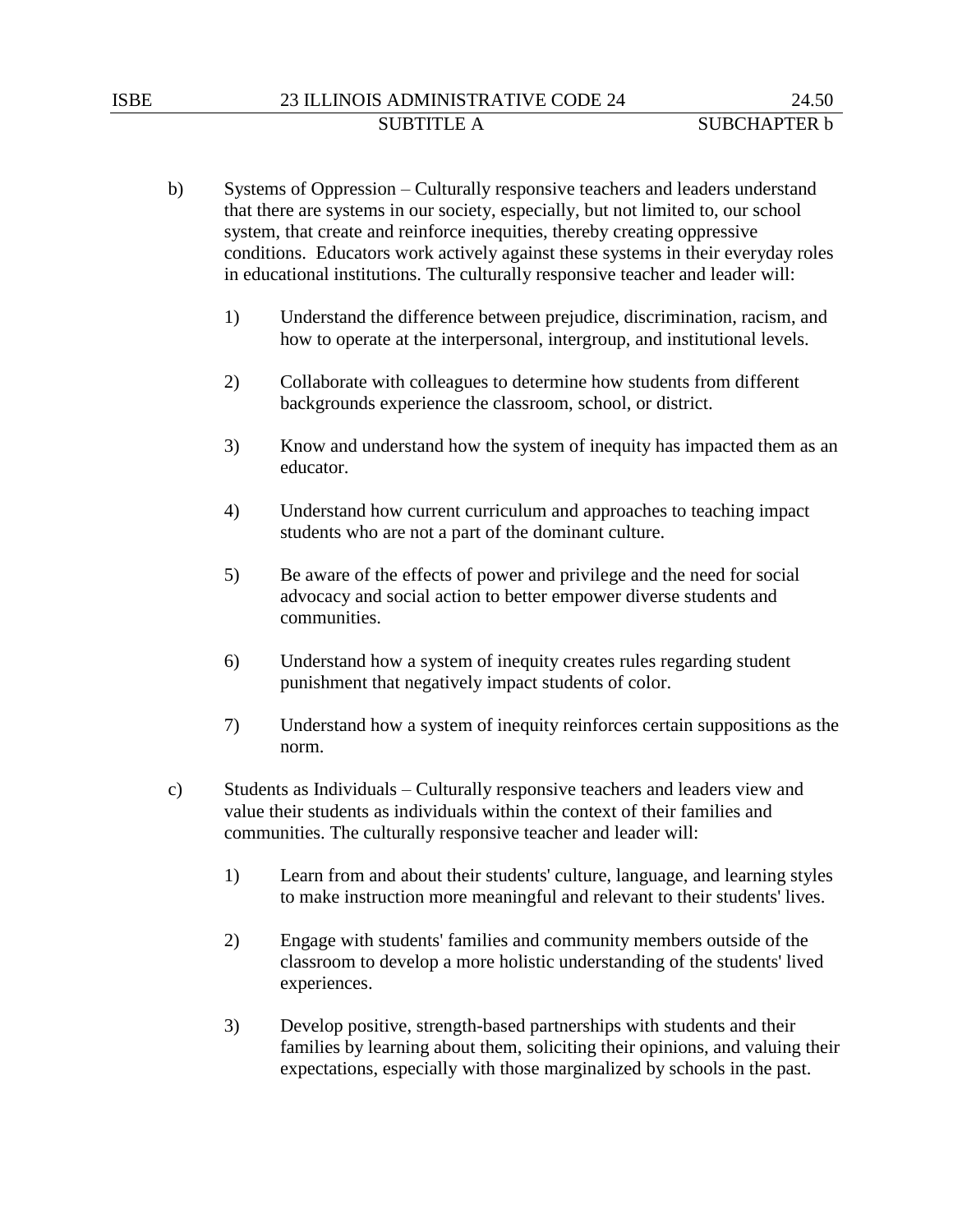b) Systems of Oppression – Culturally responsive teachers and leaders understand that there are systems in our society, especially, but not limited to, our school system, that create and reinforce inequities, thereby creating oppressive conditions. Educators work actively against these systems in their everyday roles in educational institutions. The culturally responsive teacher and leader will:

1) Understand the difference between prejudice, discrimination, racism, and how to operate at the interpersonal, intergroup, and institutional levels.

2) Collaborate with colleagues to determine how students from different backgrounds experience the classroom, school, or district.

3) Know and understand how the system of inequity has impacted them as an educator.

4) Understand how current curriculum and approaches to teaching impact students who are not a part of the dominant culture.

5) Be aware of the effects of power and privilege and the need for social advocacy and social action to better empower diverse students and communities.

6) Understand how a system of inequity creates rules regarding student punishment that negatively impact students of color.

7) Understand how a system of inequity reinforces certain suppositions as the norm.

c) Students as Individuals – Culturally responsive teachers and leaders view and value their students as individuals within the context of their families and communities. The culturally responsive teacher and leader will:

1) Learn from and about their students' culture, language, and learning styles to make instruction more meaningful and relevant to their students' lives.

2) Engage with students' families and community members outside of the classroom to develop a more holistic understanding of the students' lived experiences.

3) Develop positive, strength-based partnerships with students and their families by learning about them, soliciting their opinions, and valuing their expectations, especially with those marginalized by schools in the past.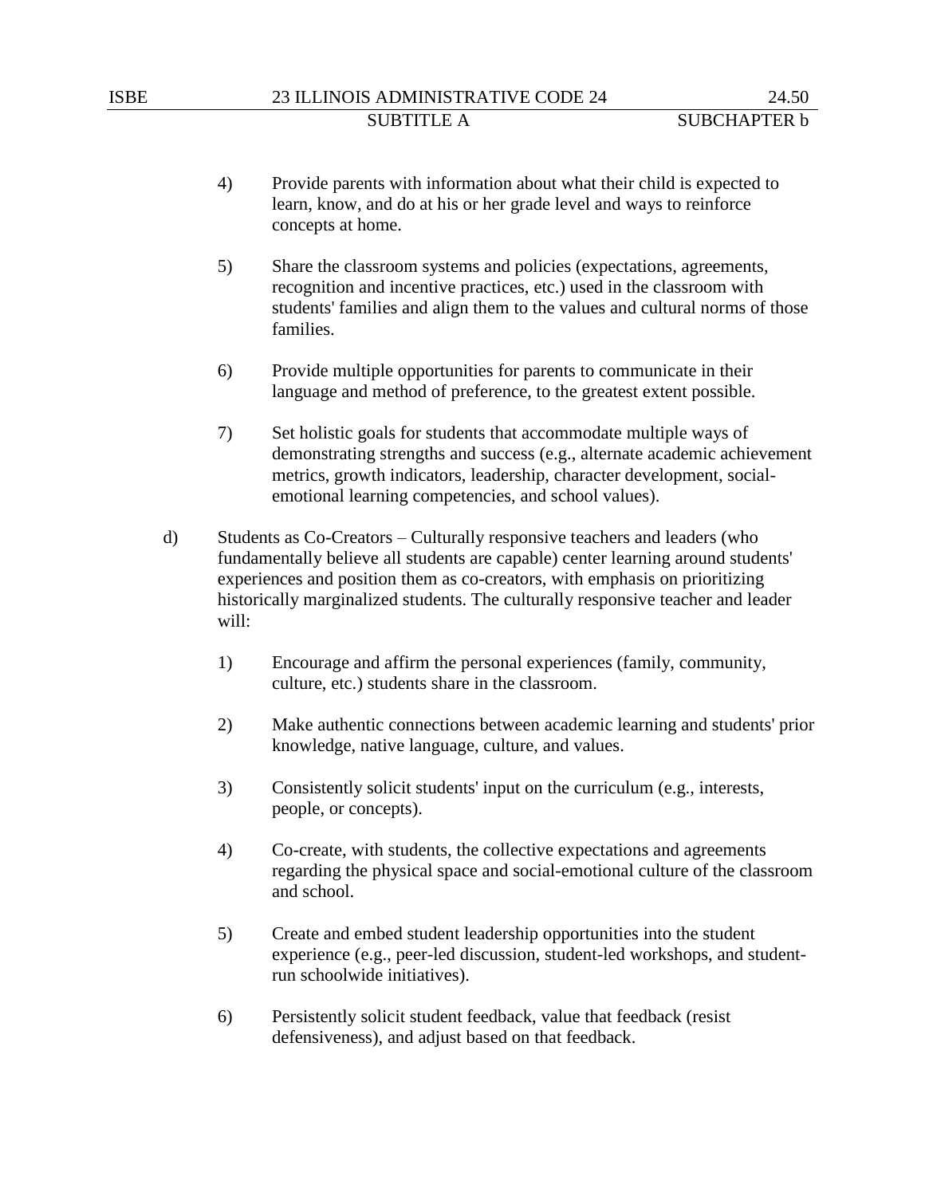4) Provide parents with information about what their child is expected to learn, know, and do at his or her grade level and ways to reinforce concepts at home.

5) Share the classroom systems and policies (expectations, agreements, recognition and incentive practices, etc.) used in the classroom with students' families and align them to the values and cultural norms of those families.

6) Provide multiple opportunities for parents to communicate in their language and method of preference, to the greatest extent possible.

7) Set holistic goals for students that accommodate multiple ways of demonstrating strengths and success (e.g., alternate academic achievement metrics, growth indicators, leadership, character development, social-emotional learning competencies, and school values).

d) Students as Co-Creators – Culturally responsive teachers and leaders (who fundamentally believe all students are capable) center learning around students' experiences and position them as co-creators, with emphasis on prioritizing historically marginalized students. The culturally responsive teacher and leader will:

1) Encourage and affirm the personal experiences (family, community, culture, etc.) students share in the classroom.

2) Make authentic connections between academic learning and students' prior knowledge, native language, culture, and values.

3) Consistently solicit students' input on the curriculum (e.g., interests, people, or concepts).

4) Co-create, with students, the collective expectations and agreements regarding the physical space and social-emotional culture of the classroom and school.

5) Create and embed student leadership opportunities into the student experience (e.g., peer-led discussion, student-led workshops, and student-run schoolwide initiatives).

6) Persistently solicit student feedback, value that feedback (resist defensiveness), and adjust based on that feedback.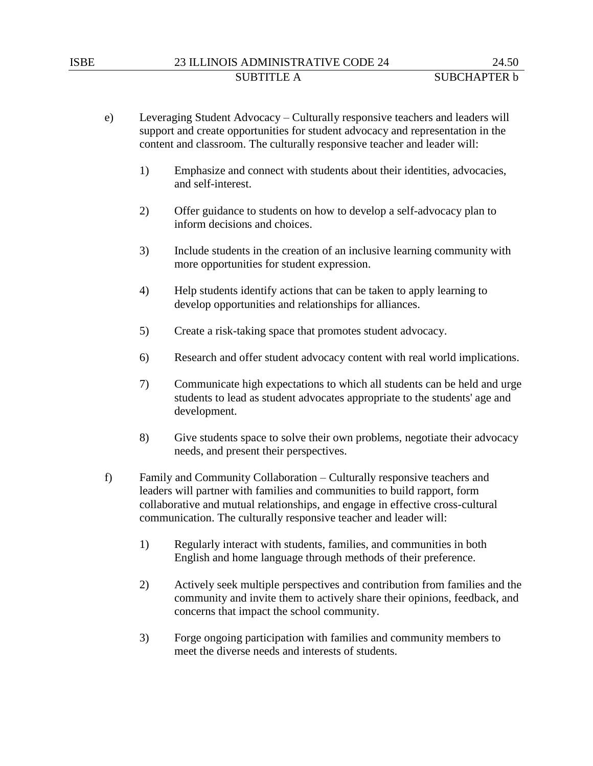e) Leveraging Student Advocacy – Culturally responsive teachers and leaders will support and create opportunities for student advocacy and representation in the content and classroom. The culturally responsive teacher and leader will:

   1) Emphasize and connect with students about their identities, advocacies, and self-interest.

   2) Offer guidance to students on how to develop a self-advocacy plan to inform decisions and choices.

   3) Include students in the creation of an inclusive learning community with more opportunities for student expression.

   4) Help students identify actions that can be taken to apply learning to develop opportunities and relationships for alliances.

   5) Create a risk-taking space that promotes student advocacy.

   6) Research and offer student advocacy content with real world implications.

   7) Communicate high expectations to which all students can be held and urge students to lead as student advocates appropriate to the students' age and development.

   8) Give students space to solve their own problems, negotiate their advocacy needs, and present their perspectives.

f) Family and Community Collaboration – Culturally responsive teachers and leaders will partner with families and communities to build rapport, form collaborative and mutual relationships, and engage in effective cross-cultural communication. The culturally responsive teacher and leader will:

   1) Regularly interact with students, families, and communities in both English and home language through methods of their preference.

   2) Actively seek multiple perspectives and contribution from families and the community and invite them to actively share their opinions, feedback, and concerns that impact the school community.

   3) Forge ongoing participation with families and community members to meet the diverse needs and interests of students.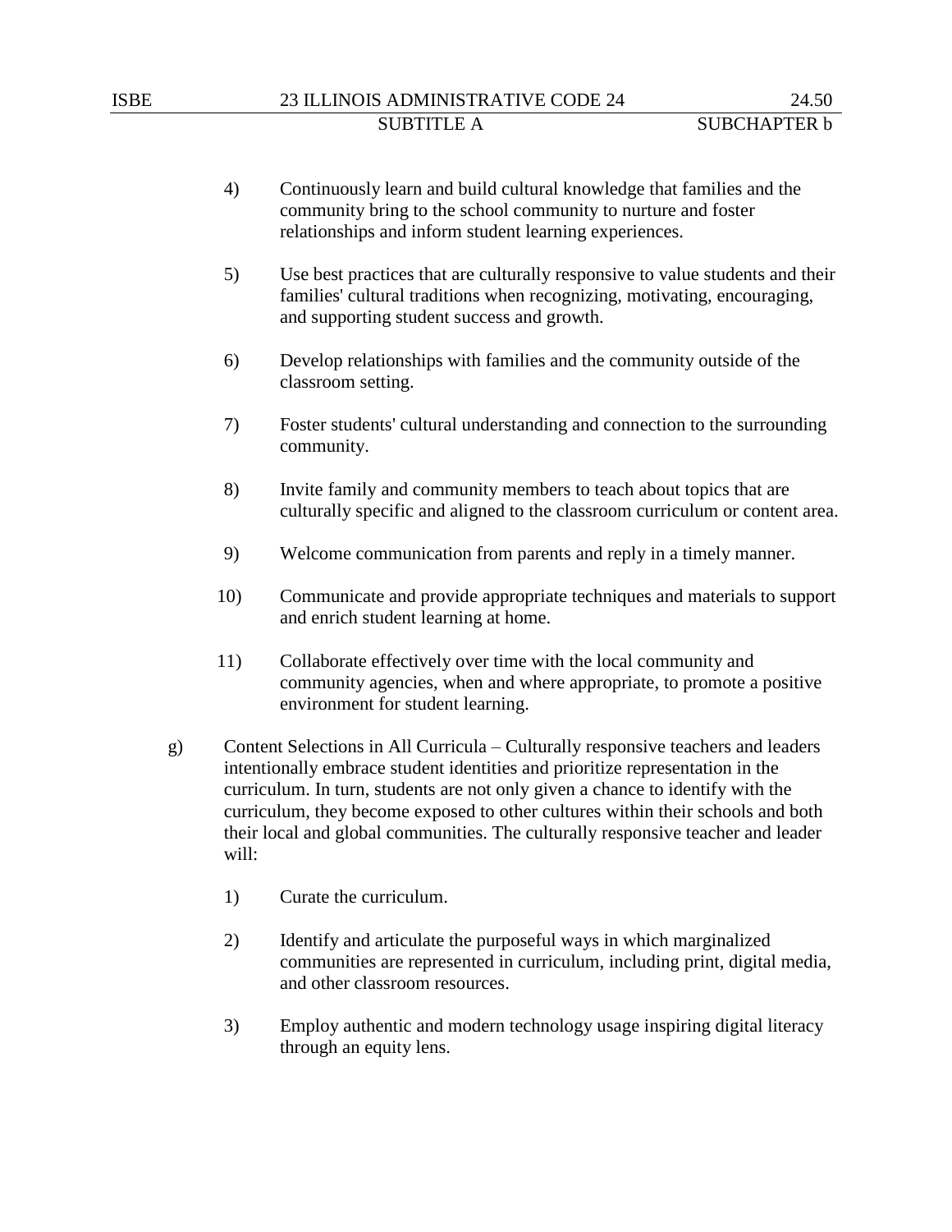4) Continuously learn and build cultural knowledge that families and the community bring to the school community to nurture and foster relationships and inform student learning experiences.

5) Use best practices that are culturally responsive to value students and their families' cultural traditions when recognizing, motivating, encouraging, and supporting student success and growth.

6) Develop relationships with families and the community outside of the classroom setting.

7) Foster students' cultural understanding and connection to the surrounding community.

8) Invite family and community members to teach about topics that are culturally specific and aligned to the classroom curriculum or content area.

9) Welcome communication from parents and reply in a timely manner.

10) Communicate and provide appropriate techniques and materials to support and enrich student learning at home.

11) Collaborate effectively over time with the local community and community agencies, when and where appropriate, to promote a positive environment for student learning.

g) Content Selections in All Curricula – Culturally responsive teachers and leaders intentionally embrace student identities and prioritize representation in the curriculum. In turn, students are not only given a chance to identify with the curriculum, they become exposed to other cultures within their schools and both their local and global communities. The culturally responsive teacher and leader will:

1) Curate the curriculum.

2) Identify and articulate the purposeful ways in which marginalized communities are represented in curriculum, including print, digital media, and other classroom resources.

3) Employ authentic and modern technology usage inspiring digital literacy through an equity lens.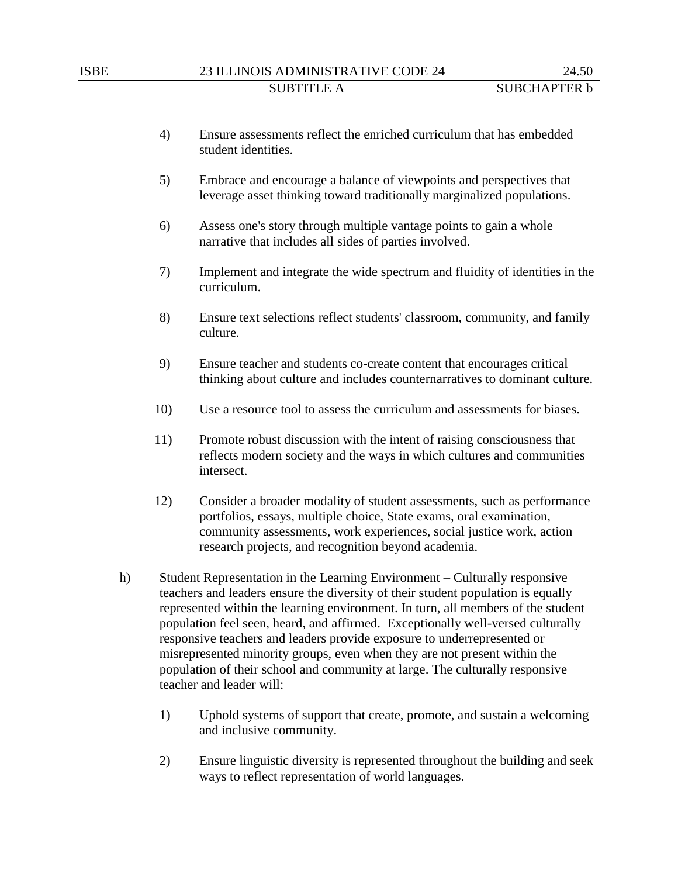4) Ensure assessments reflect the enriched curriculum that has embedded student identities.

5) Embrace and encourage a balance of viewpoints and perspectives that leverage asset thinking toward traditionally marginalized populations.

6) Assess one's story through multiple vantage points to gain a whole narrative that includes all sides of parties involved.

7) Implement and integrate the wide spectrum and fluidity of identities in the curriculum.

8) Ensure text selections reflect students' classroom, community, and family culture.

9) Ensure teacher and students co-create content that encourages critical thinking about culture and includes counternarratives to dominant culture.

10) Use a resource tool to assess the curriculum and assessments for biases.

11) Promote robust discussion with the intent of raising consciousness that reflects modern society and the ways in which cultures and communities intersect.

12) Consider a broader modality of student assessments, such as performance portfolios, essays, multiple choice, State exams, oral examination, community assessments, work experiences, social justice work, action research projects, and recognition beyond academia.

h) Student Representation in the Learning Environment – Culturally responsive teachers and leaders ensure the diversity of their student population is equally represented within the learning environment. In turn, all members of the student population feel seen, heard, and affirmed. Exceptionally well-versed culturally responsive teachers and leaders provide exposure to underrepresented or misrepresented minority groups, even when they are not present within the population of their school and community at large. The culturally responsive teacher and leader will:

1) Uphold systems of support that create, promote, and sustain a welcoming and inclusive community.

2) Ensure linguistic diversity is represented throughout the building and seek ways to reflect representation of world languages.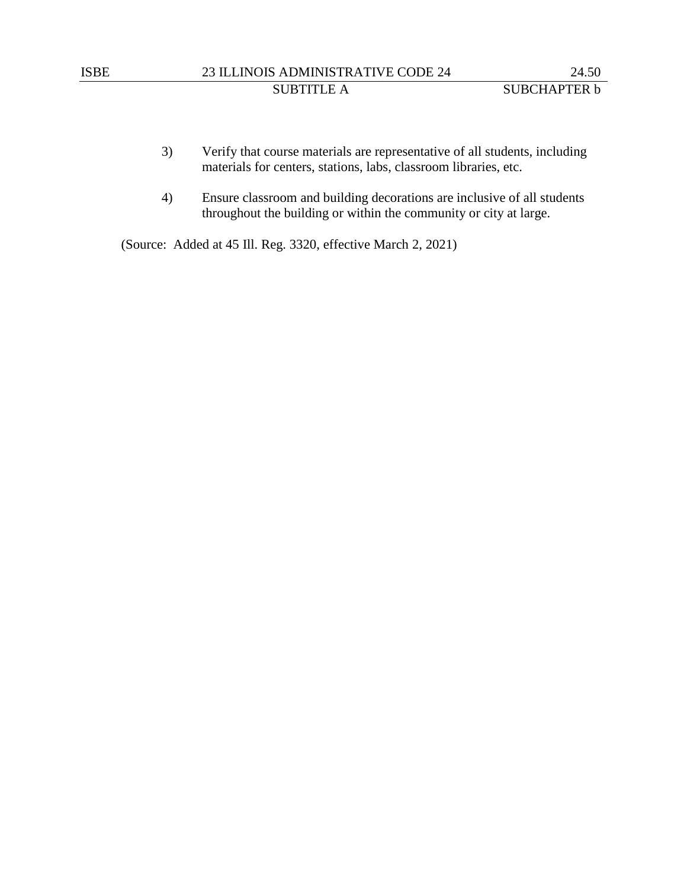3) Verify that course materials are representative of all students, including materials for centers, stations, labs, classroom libraries, etc.

4) Ensure classroom and building decorations are inclusive of all students throughout the building or within the community or city at large.

(Source: Added at 45 Ill. Reg. 3320, effective March 2, 2021)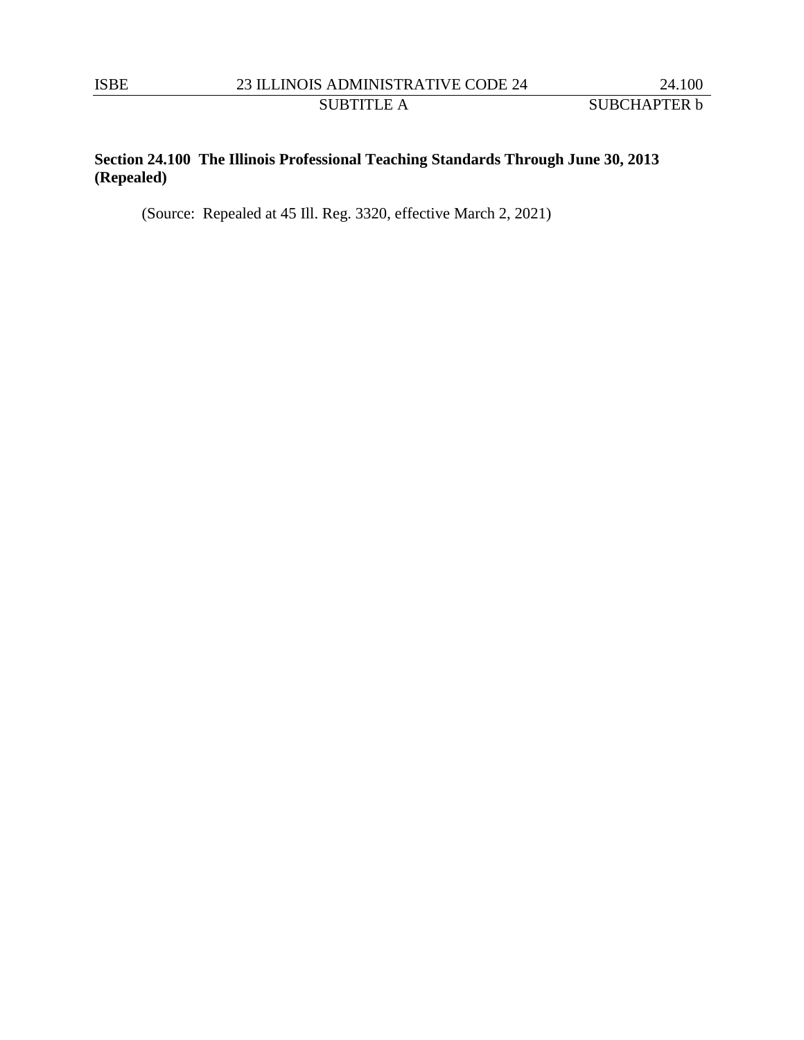**Section 24.100 The Illinois Professional Teaching Standards Through June 30, 2013 (Repealed)**

(Source: Repealed at 45 Ill. Reg. 3320, effective March 2, 2021)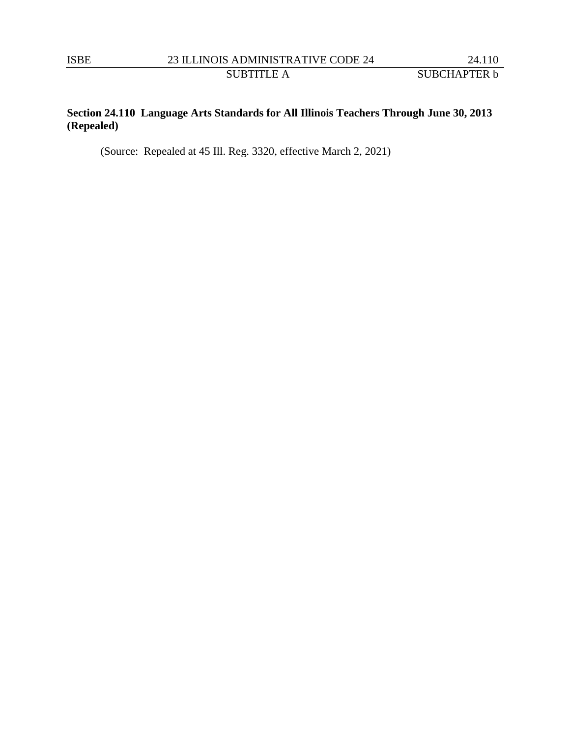**Section 24.110 Language Arts Standards for All Illinois Teachers Through June 30, 2013 (Repealed)**

(Source: Repealed at 45 Ill. Reg. 3320, effective March 2, 2021)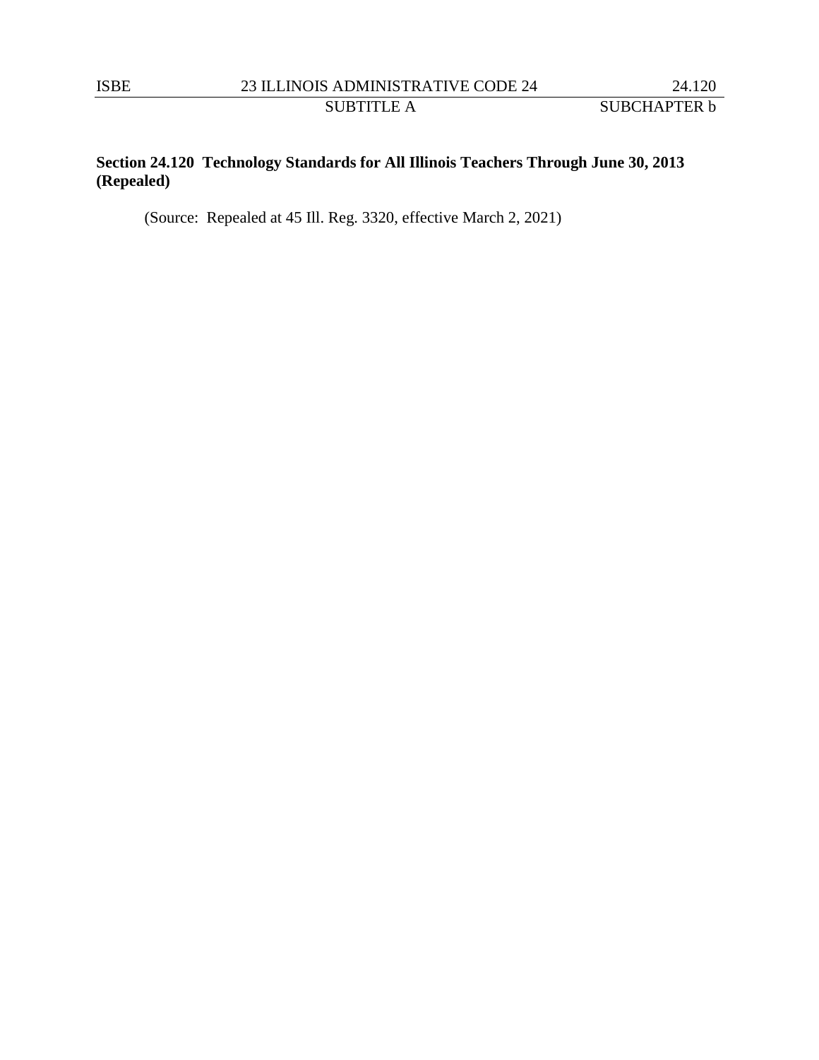**Section 24.120 Technology Standards for All Illinois Teachers Through June 30, 2013 (Repealed)**

(Source: Repealed at 45 Ill. Reg. 3320, effective March 2, 2021)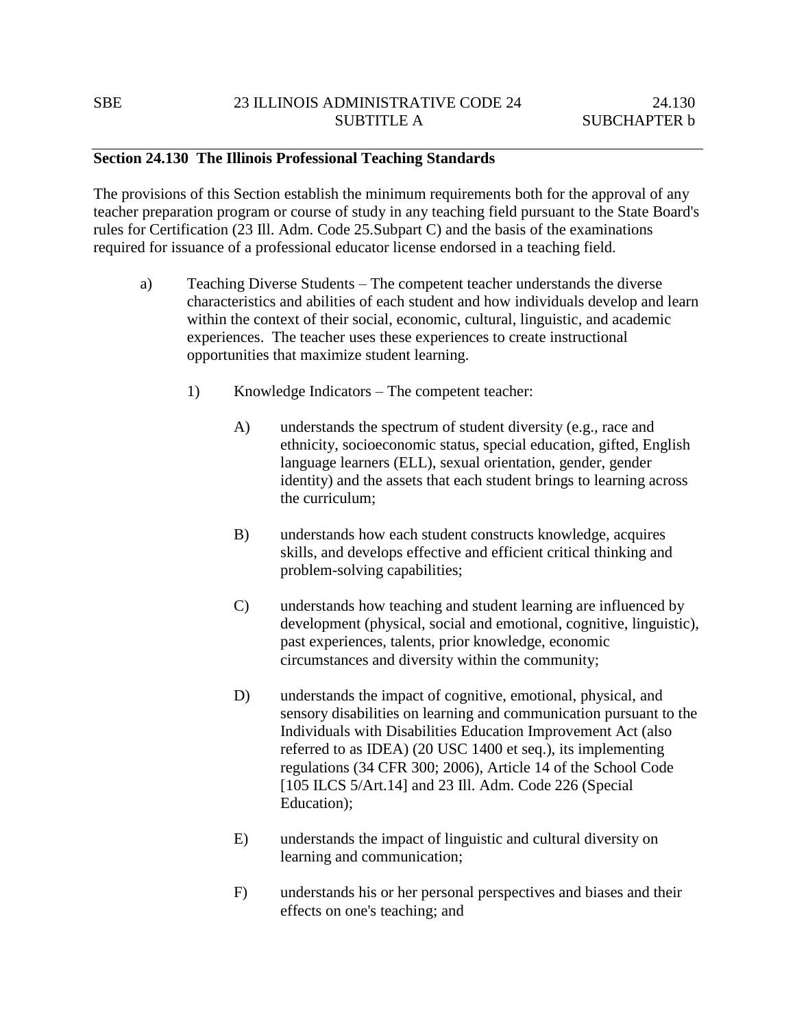**Section 24.130 The Illinois Professional Teaching Standards**

The provisions of this Section establish the minimum requirements both for the approval of any teacher preparation program or course of study in any teaching field pursuant to the State Board's rules for Certification (23 Ill. Adm. Code 25.Subpart C) and the basis of the examinations required for issuance of a professional educator license endorsed in a teaching field.

a) Teaching Diverse Students – The competent teacher understands the diverse characteristics and abilities of each student and how individuals develop and learn within the context of their social, economic, cultural, linguistic, and academic experiences. The teacher uses these experiences to create instructional opportunities that maximize student learning.

1) Knowledge Indicators – The competent teacher:

A) understands the spectrum of student diversity (e.g., race and ethnicity, socioeconomic status, special education, gifted, English language learners (ELL), sexual orientation, gender, gender identity) and the assets that each student brings to learning across the curriculum;

B) understands how each student constructs knowledge, acquires skills, and develops effective and efficient critical thinking and problem-solving capabilities;

C) understands how teaching and student learning are influenced by development (physical, social and emotional, cognitive, linguistic), past experiences, talents, prior knowledge, economic circumstances and diversity within the community;

D) understands the impact of cognitive, emotional, physical, and sensory disabilities on learning and communication pursuant to the Individuals with Disabilities Education Improvement Act (also referred to as IDEA) (20 USC 1400 et seq.), its implementing regulations (34 CFR 300; 2006), Article 14 of the School Code [105 ILCS 5/Art.14] and 23 Ill. Adm. Code 226 (Special Education);

E) understands the impact of linguistic and cultural diversity on learning and communication;

F) understands his or her personal perspectives and biases and their effects on one's teaching; and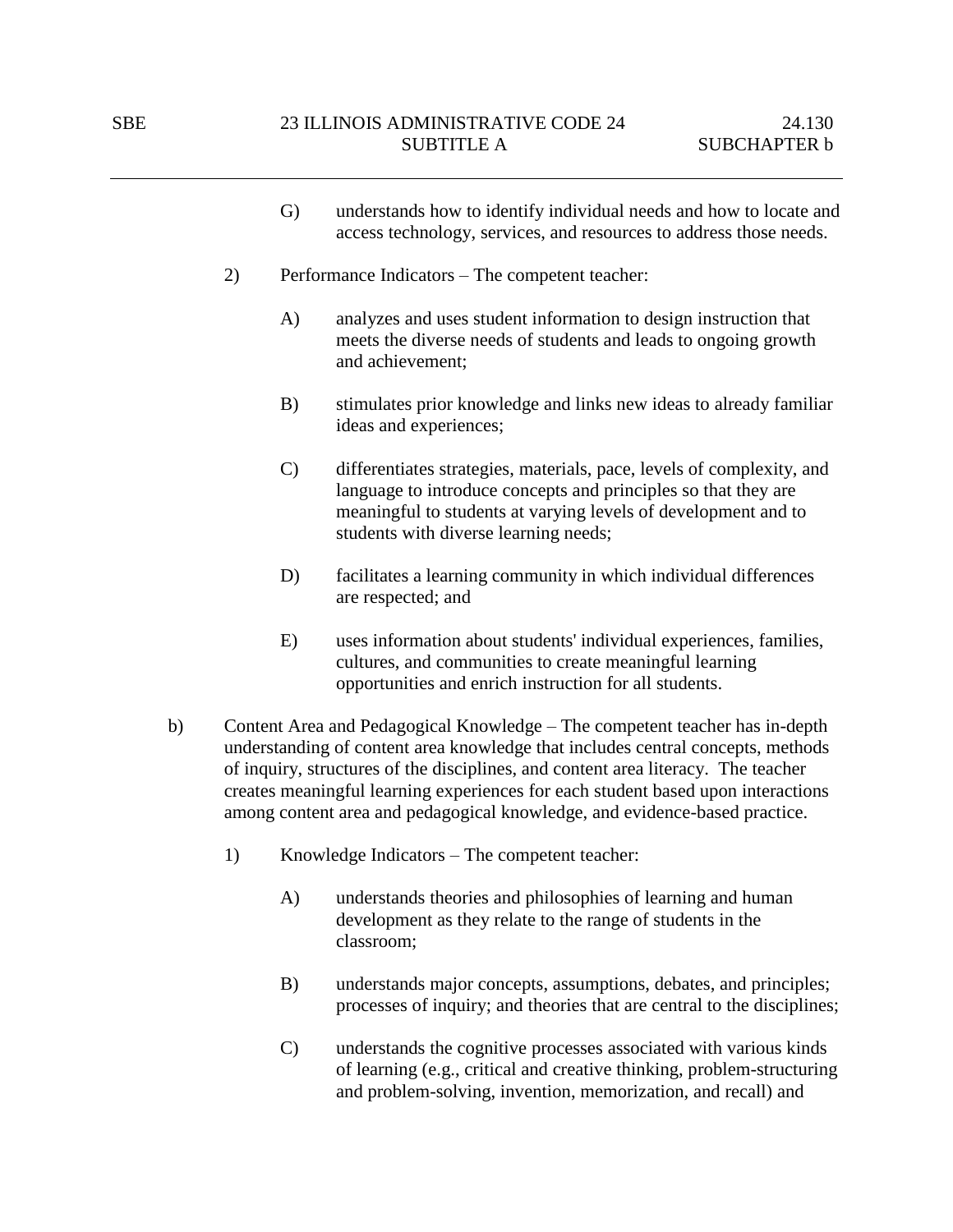G) understands how to identify individual needs and how to locate and access technology, services, and resources to address those needs.

2) Performance Indicators – The competent teacher:

A) analyzes and uses student information to design instruction that meets the diverse needs of students and leads to ongoing growth and achievement;

B) stimulates prior knowledge and links new ideas to already familiar ideas and experiences;

C) differentiates strategies, materials, pace, levels of complexity, and language to introduce concepts and principles so that they are meaningful to students at varying levels of development and to students with diverse learning needs;

D) facilitates a learning community in which individual differences are respected; and

E) uses information about students' individual experiences, families, cultures, and communities to create meaningful learning opportunities and enrich instruction for all students.

b) Content Area and Pedagogical Knowledge – The competent teacher has in-depth understanding of content area knowledge that includes central concepts, methods of inquiry, structures of the disciplines, and content area literacy. The teacher creates meaningful learning experiences for each student based upon interactions among content area and pedagogical knowledge, and evidence-based practice.

1) Knowledge Indicators – The competent teacher:

A) understands theories and philosophies of learning and human development as they relate to the range of students in the classroom;

B) understands major concepts, assumptions, debates, and principles; processes of inquiry; and theories that are central to the disciplines;

C) understands the cognitive processes associated with various kinds of learning (e.g., critical and creative thinking, problem-structuring and problem-solving, invention, memorization, and recall) and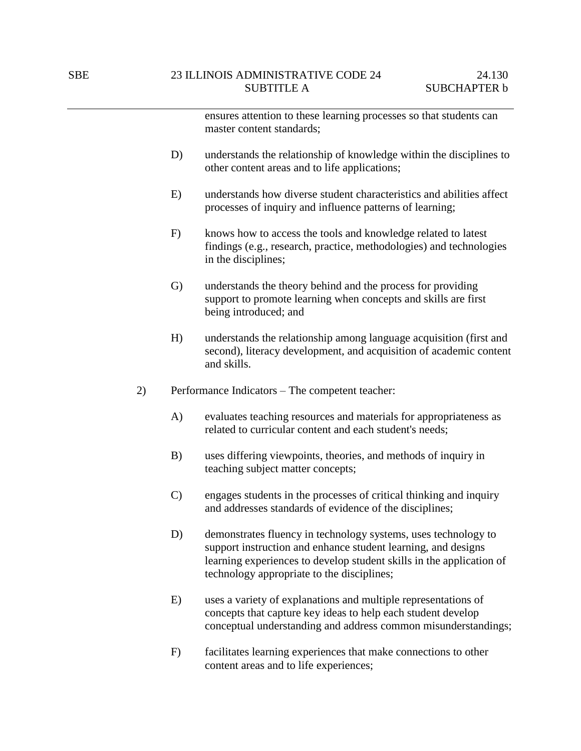ensures attention to these learning processes so that students can master content standards;

D) understands the relationship of knowledge within the disciplines to other content areas and to life applications;

E) understands how diverse student characteristics and abilities affect processes of inquiry and influence patterns of learning;

F) knows how to access the tools and knowledge related to latest findings (e.g., research, practice, methodologies) and technologies in the disciplines;

G) understands the theory behind and the process for providing support to promote learning when concepts and skills are first being introduced; and

H) understands the relationship among language acquisition (first and second), literacy development, and acquisition of academic content and skills.

2) Performance Indicators – The competent teacher:

A) evaluates teaching resources and materials for appropriateness as related to curricular content and each student's needs;

B) uses differing viewpoints, theories, and methods of inquiry in teaching subject matter concepts;

C) engages students in the processes of critical thinking and inquiry and addresses standards of evidence of the disciplines;

D) demonstrates fluency in technology systems, uses technology to support instruction and enhance student learning, and designs learning experiences to develop student skills in the application of technology appropriate to the disciplines;

E) uses a variety of explanations and multiple representations of concepts that capture key ideas to help each student develop conceptual understanding and address common misunderstandings;

F) facilitates learning experiences that make connections to other content areas and to life experiences;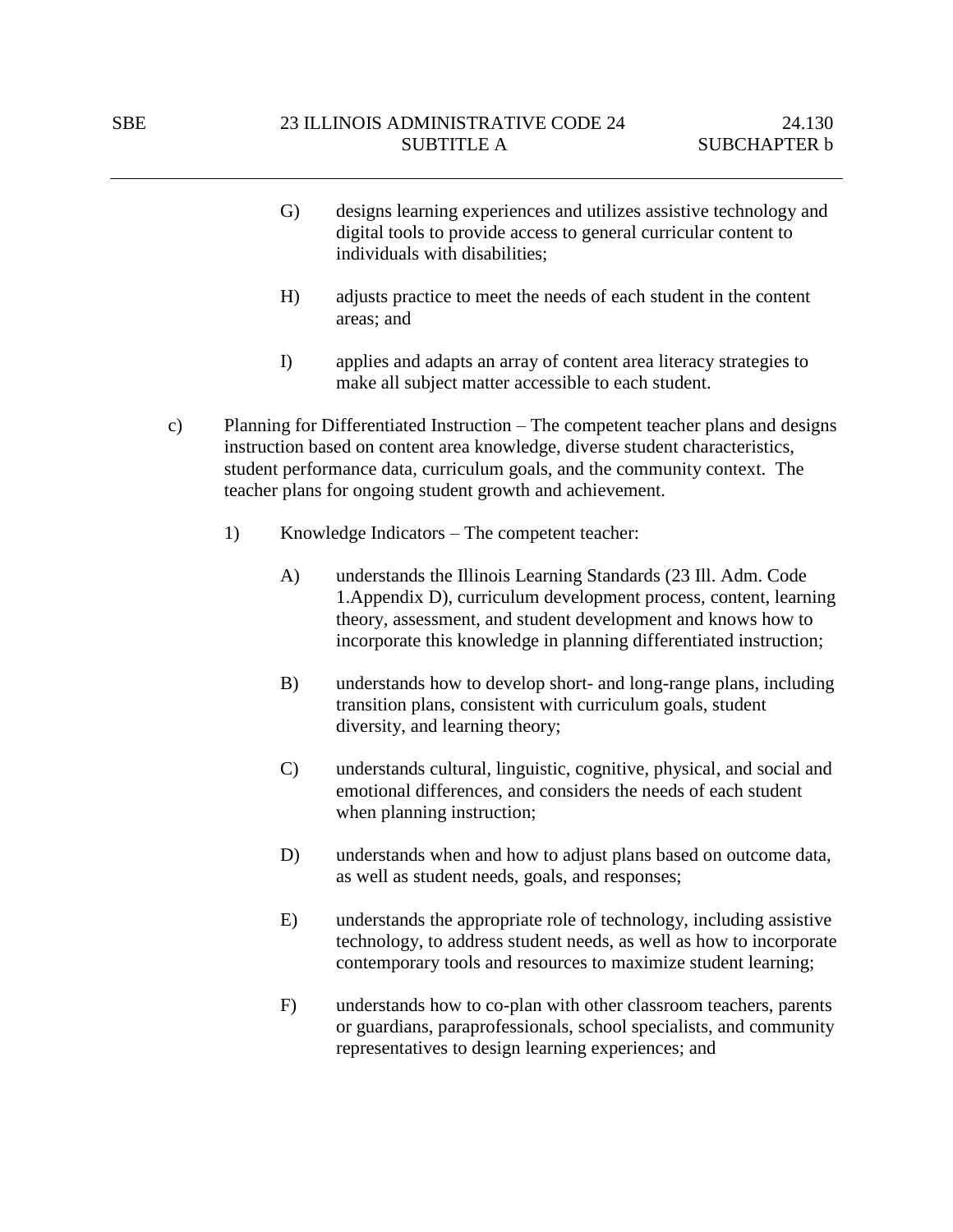G) designs learning experiences and utilizes assistive technology and digital tools to provide access to general curricular content to individuals with disabilities;

H) adjusts practice to meet the needs of each student in the content areas; and

I) applies and adapts an array of content area literacy strategies to make all subject matter accessible to each student.

c) Planning for Differentiated Instruction – The competent teacher plans and designs instruction based on content area knowledge, diverse student characteristics, student performance data, curriculum goals, and the community context. The teacher plans for ongoing student growth and achievement.

1) Knowledge Indicators – The competent teacher:

A) understands the Illinois Learning Standards (23 Ill. Adm. Code 1.Appendix D), curriculum development process, content, learning theory, assessment, and student development and knows how to incorporate this knowledge in planning differentiated instruction;

B) understands how to develop short- and long-range plans, including transition plans, consistent with curriculum goals, student diversity, and learning theory;

C) understands cultural, linguistic, cognitive, physical, and social and emotional differences, and considers the needs of each student when planning instruction;

D) understands when and how to adjust plans based on outcome data, as well as student needs, goals, and responses;

E) understands the appropriate role of technology, including assistive technology, to address student needs, as well as how to incorporate contemporary tools and resources to maximize student learning;

F) understands how to co-plan with other classroom teachers, parents or guardians, paraprofessionals, school specialists, and community representatives to design learning experiences; and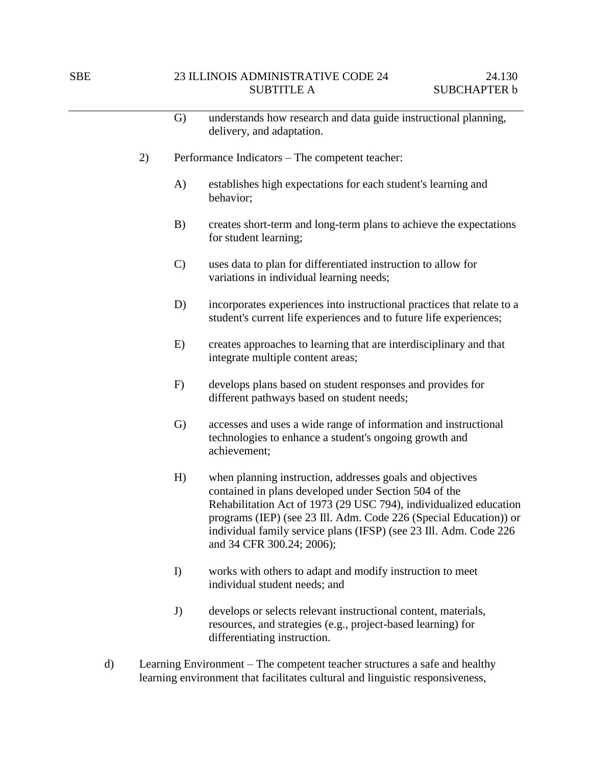G) understands how research and data guide instructional planning, delivery, and adaptation.

2) Performance Indicators – The competent teacher:

A) establishes high expectations for each student's learning and behavior;

B) creates short-term and long-term plans to achieve the expectations for student learning;

C) uses data to plan for differentiated instruction to allow for variations in individual learning needs;

D) incorporates experiences into instructional practices that relate to a student's current life experiences and to future life experiences;

E) creates approaches to learning that are interdisciplinary and that integrate multiple content areas;

F) develops plans based on student responses and provides for different pathways based on student needs;

G) accesses and uses a wide range of information and instructional technologies to enhance a student's ongoing growth and achievement;

H) when planning instruction, addresses goals and objectives contained in plans developed under Section 504 of the Rehabilitation Act of 1973 (29 USC 794), individualized education programs (IEP) (see 23 Ill. Adm. Code 226 (Special Education)) or individual family service plans (IFSP) (see 23 Ill. Adm. Code 226 and 34 CFR 300.24; 2006);

I) works with others to adapt and modify instruction to meet individual student needs; and

J) develops or selects relevant instructional content, materials, resources, and strategies (e.g., project-based learning) for differentiating instruction.

d) Learning Environment – The competent teacher structures a safe and healthy learning environment that facilitates cultural and linguistic responsiveness,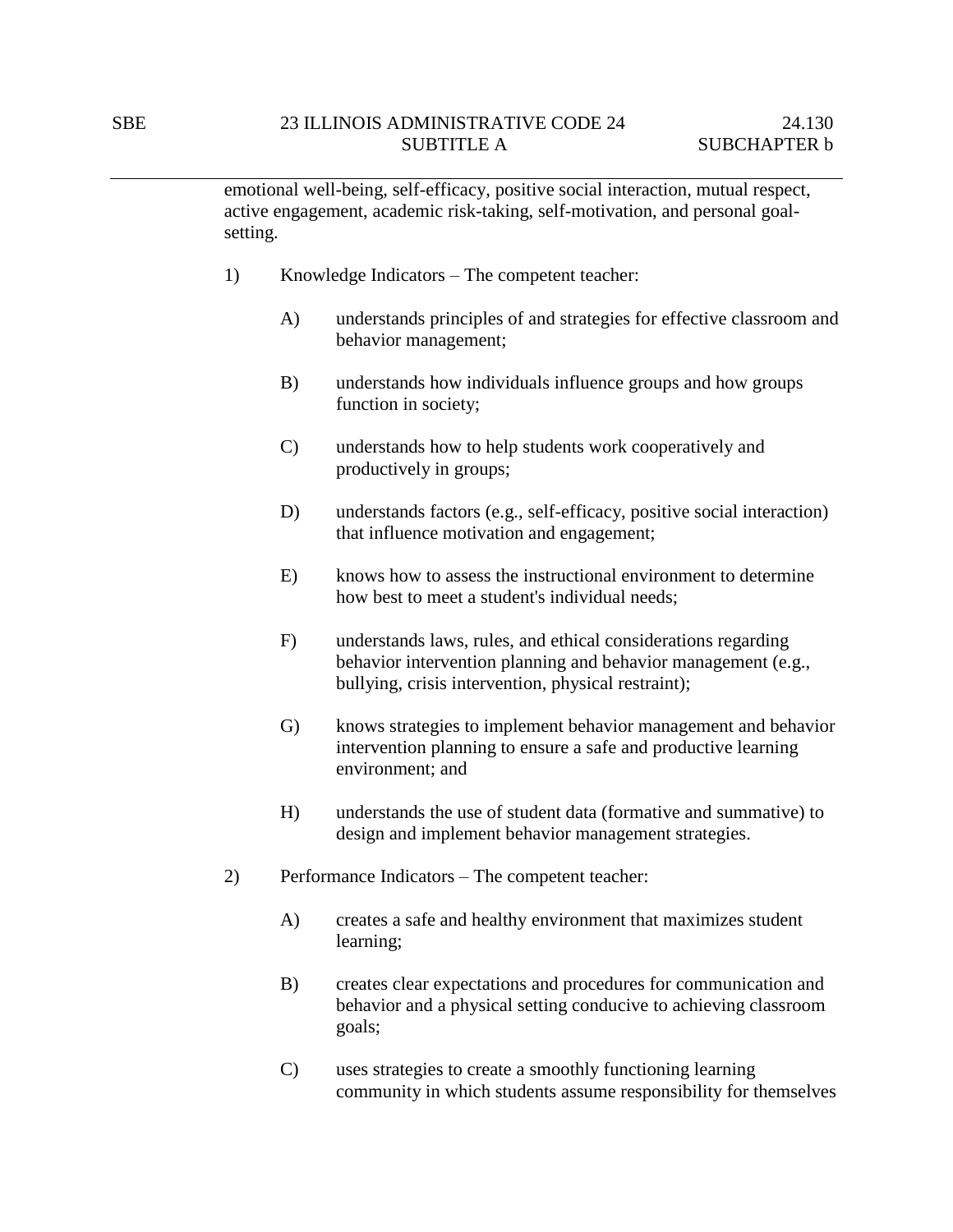emotional well-being, self-efficacy, positive social interaction, mutual respect, active engagement, academic risk-taking, self-motivation, and personal goal-setting.

1) Knowledge Indicators – The competent teacher:

   A) understands principles of and strategies for effective classroom and behavior management;

   B) understands how individuals influence groups and how groups function in society;

   C) understands how to help students work cooperatively and productively in groups;

   D) understands factors (e.g., self-efficacy, positive social interaction) that influence motivation and engagement;

   E) knows how to assess the instructional environment to determine how best to meet a student's individual needs;

   F) understands laws, rules, and ethical considerations regarding behavior intervention planning and behavior management (e.g., bullying, crisis intervention, physical restraint);

   G) knows strategies to implement behavior management and behavior intervention planning to ensure a safe and productive learning environment; and

   H) understands the use of student data (formative and summative) to design and implement behavior management strategies.

2) Performance Indicators – The competent teacher:

   A) creates a safe and healthy environment that maximizes student learning;

   B) creates clear expectations and procedures for communication and behavior and a physical setting conducive to achieving classroom goals;

   C) uses strategies to create a smoothly functioning learning community in which students assume responsibility for themselves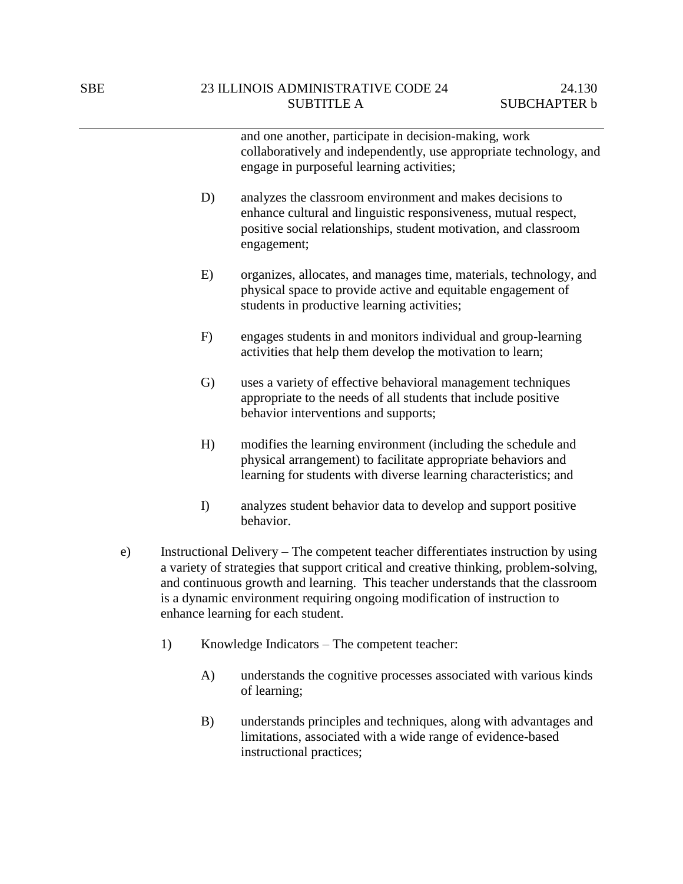and one another, participate in decision-making, work collaboratively and independently, use appropriate technology, and engage in purposeful learning activities;

D) analyzes the classroom environment and makes decisions to enhance cultural and linguistic responsiveness, mutual respect, positive social relationships, student motivation, and classroom engagement;

E) organizes, allocates, and manages time, materials, technology, and physical space to provide active and equitable engagement of students in productive learning activities;

F) engages students in and monitors individual and group-learning activities that help them develop the motivation to learn;

G) uses a variety of effective behavioral management techniques appropriate to the needs of all students that include positive behavior interventions and supports;

H) modifies the learning environment (including the schedule and physical arrangement) to facilitate appropriate behaviors and learning for students with diverse learning characteristics; and

I) analyzes student behavior data to develop and support positive behavior.

e) Instructional Delivery – The competent teacher differentiates instruction by using a variety of strategies that support critical and creative thinking, problem-solving, and continuous growth and learning. This teacher understands that the classroom is a dynamic environment requiring ongoing modification of instruction to enhance learning for each student.

1) Knowledge Indicators – The competent teacher:

A) understands the cognitive processes associated with various kinds of learning;

B) understands principles and techniques, along with advantages and limitations, associated with a wide range of evidence-based instructional practices;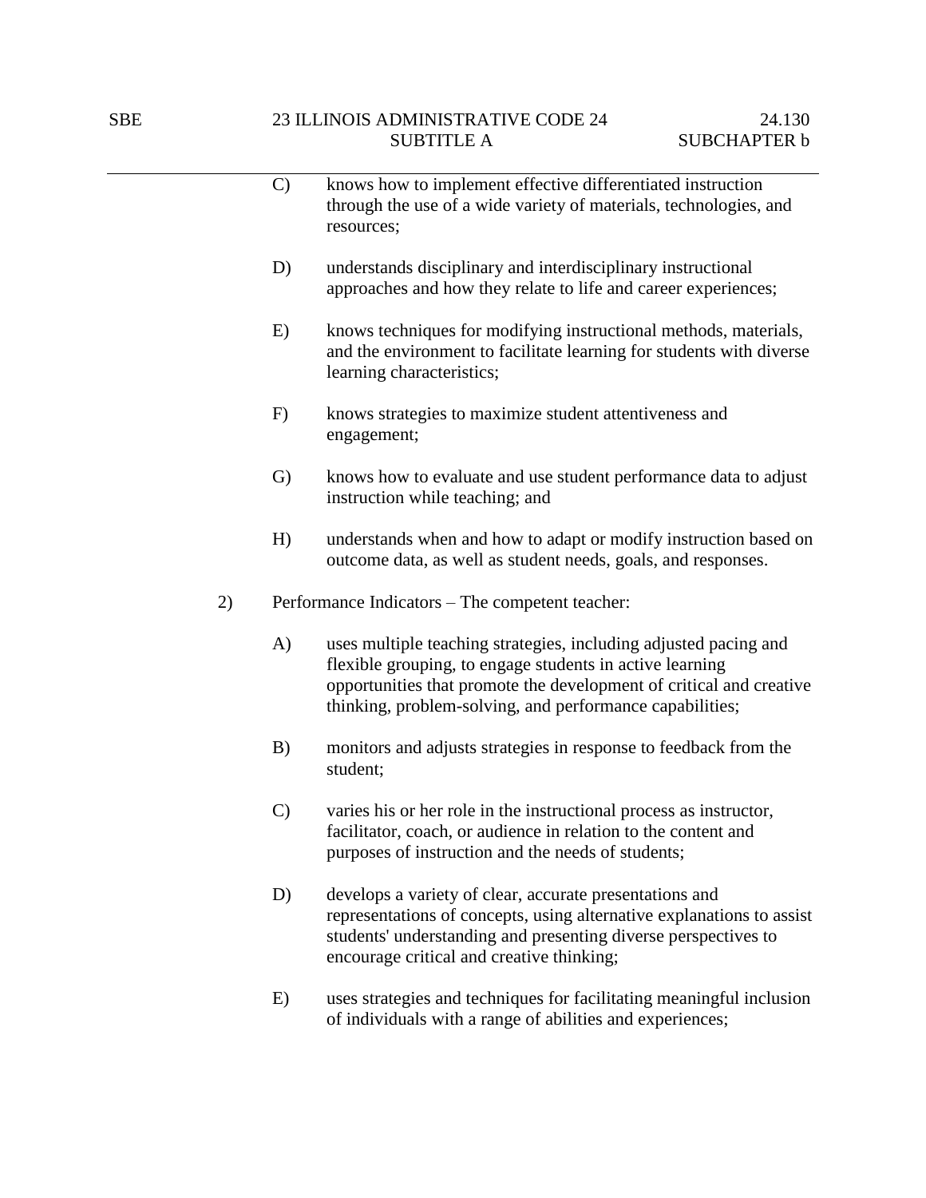C) knows how to implement effective differentiated instruction through the use of a wide variety of materials, technologies, and resources;

D) understands disciplinary and interdisciplinary instructional approaches and how they relate to life and career experiences;

E) knows techniques for modifying instructional methods, materials, and the environment to facilitate learning for students with diverse learning characteristics;

F) knows strategies to maximize student attentiveness and engagement;

G) knows how to evaluate and use student performance data to adjust instruction while teaching; and

H) understands when and how to adapt or modify instruction based on outcome data, as well as student needs, goals, and responses.

2) Performance Indicators – The competent teacher:

A) uses multiple teaching strategies, including adjusted pacing and flexible grouping, to engage students in active learning opportunities that promote the development of critical and creative thinking, problem-solving, and performance capabilities;

B) monitors and adjusts strategies in response to feedback from the student;

C) varies his or her role in the instructional process as instructor, facilitator, coach, or audience in relation to the content and purposes of instruction and the needs of students;

D) develops a variety of clear, accurate presentations and representations of concepts, using alternative explanations to assist students' understanding and presenting diverse perspectives to encourage critical and creative thinking;

E) uses strategies and techniques for facilitating meaningful inclusion of individuals with a range of abilities and experiences;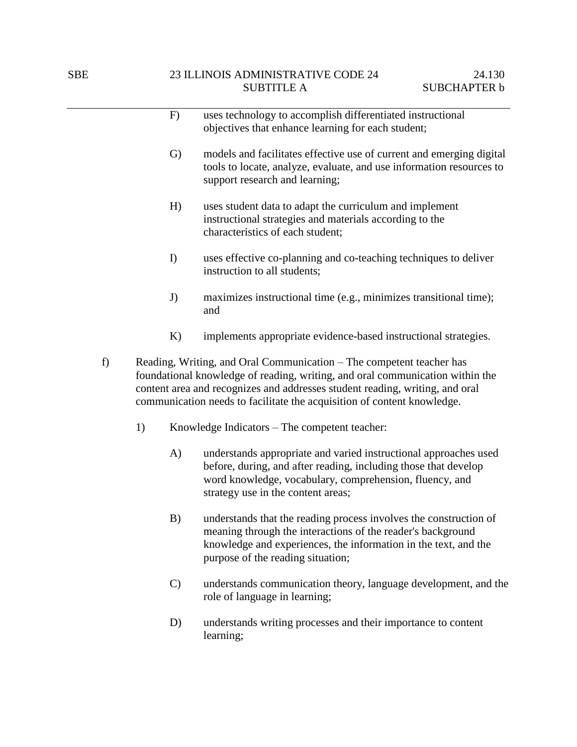F) uses technology to accomplish differentiated instructional objectives that enhance learning for each student;

G) models and facilitates effective use of current and emerging digital tools to locate, analyze, evaluate, and use information resources to support research and learning;

H) uses student data to adapt the curriculum and implement instructional strategies and materials according to the characteristics of each student;

I) uses effective co-planning and co-teaching techniques to deliver instruction to all students;

J) maximizes instructional time (e.g., minimizes transitional time); and

K) implements appropriate evidence-based instructional strategies.

f) Reading, Writing, and Oral Communication – The competent teacher has foundational knowledge of reading, writing, and oral communication within the content area and recognizes and addresses student reading, writing, and oral communication needs to facilitate the acquisition of content knowledge.

1) Knowledge Indicators – The competent teacher:

A) understands appropriate and varied instructional approaches used before, during, and after reading, including those that develop word knowledge, vocabulary, comprehension, fluency, and strategy use in the content areas;

B) understands that the reading process involves the construction of meaning through the interactions of the reader's background knowledge and experiences, the information in the text, and the purpose of the reading situation;

C) understands communication theory, language development, and the role of language in learning;

D) understands writing processes and their importance to content learning;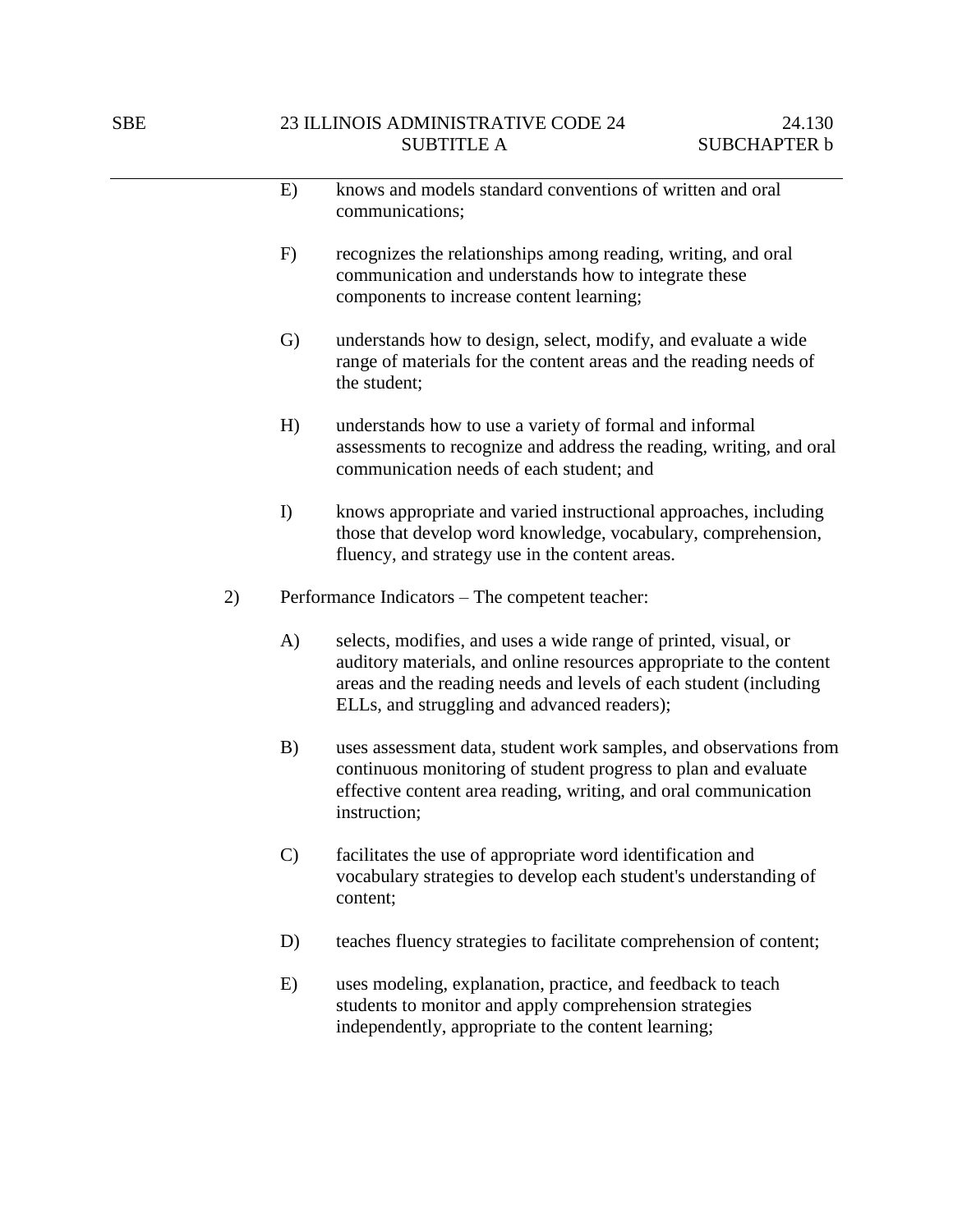E) knows and models standard conventions of written and oral communications;

F) recognizes the relationships among reading, writing, and oral communication and understands how to integrate these components to increase content learning;

G) understands how to design, select, modify, and evaluate a wide range of materials for the content areas and the reading needs of the student;

H) understands how to use a variety of formal and informal assessments to recognize and address the reading, writing, and oral communication needs of each student; and

I) knows appropriate and varied instructional approaches, including those that develop word knowledge, vocabulary, comprehension, fluency, and strategy use in the content areas.

2) Performance Indicators – The competent teacher:

A) selects, modifies, and uses a wide range of printed, visual, or auditory materials, and online resources appropriate to the content areas and the reading needs and levels of each student (including ELLs, and struggling and advanced readers);

B) uses assessment data, student work samples, and observations from continuous monitoring of student progress to plan and evaluate effective content area reading, writing, and oral communication instruction;

C) facilitates the use of appropriate word identification and vocabulary strategies to develop each student's understanding of content;

D) teaches fluency strategies to facilitate comprehension of content;

E) uses modeling, explanation, practice, and feedback to teach students to monitor and apply comprehension strategies independently, appropriate to the content learning;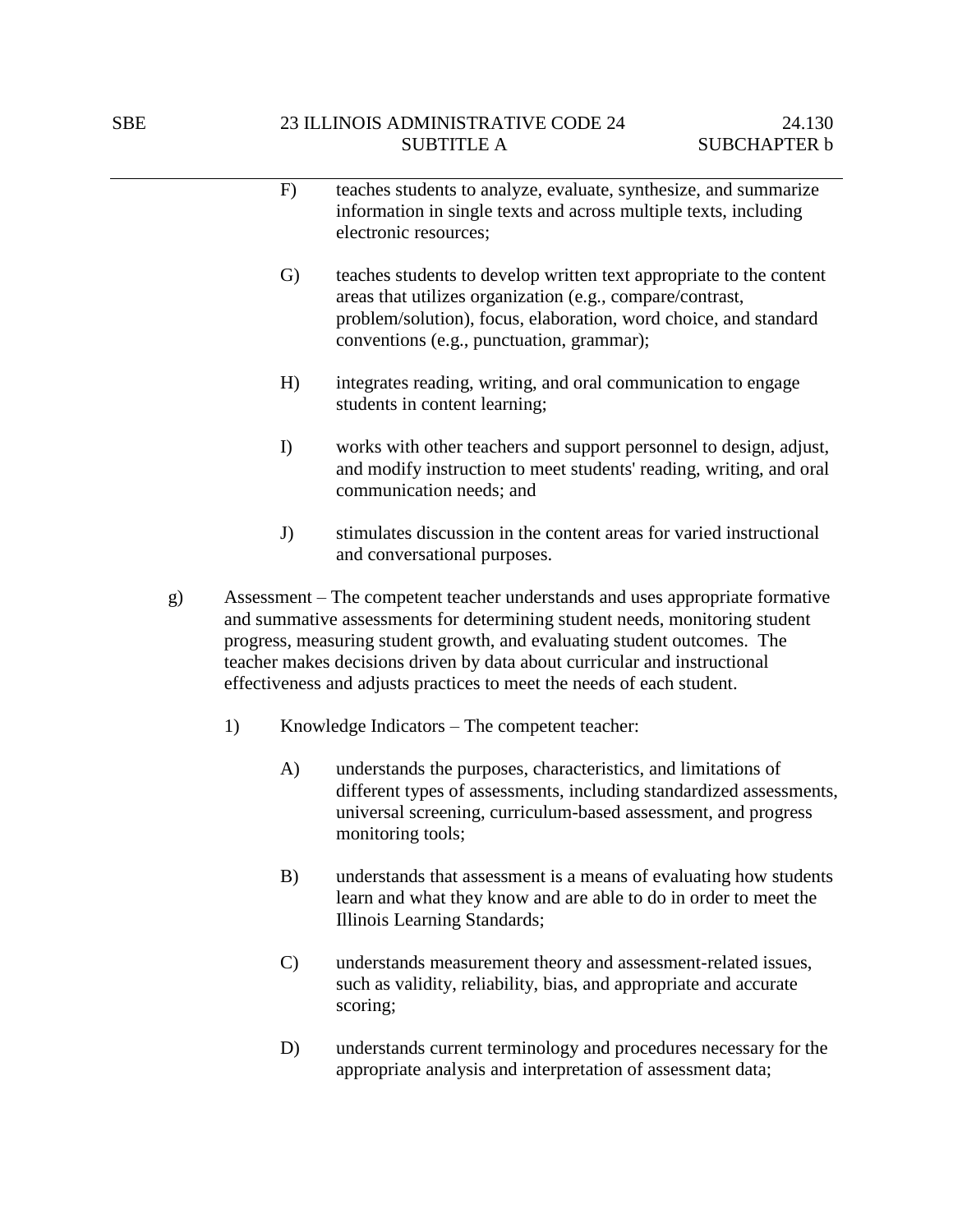F) teaches students to analyze, evaluate, synthesize, and summarize information in single texts and across multiple texts, including electronic resources;

G) teaches students to develop written text appropriate to the content areas that utilizes organization (e.g., compare/contrast, problem/solution), focus, elaboration, word choice, and standard conventions (e.g., punctuation, grammar);

H) integrates reading, writing, and oral communication to engage students in content learning;

I) works with other teachers and support personnel to design, adjust, and modify instruction to meet students' reading, writing, and oral communication needs; and

J) stimulates discussion in the content areas for varied instructional and conversational purposes.

g) Assessment – The competent teacher understands and uses appropriate formative and summative assessments for determining student needs, monitoring student progress, measuring student growth, and evaluating student outcomes. The teacher makes decisions driven by data about curricular and instructional effectiveness and adjusts practices to meet the needs of each student.

1) Knowledge Indicators – The competent teacher:

A) understands the purposes, characteristics, and limitations of different types of assessments, including standardized assessments, universal screening, curriculum-based assessment, and progress monitoring tools;

B) understands that assessment is a means of evaluating how students learn and what they know and are able to do in order to meet the Illinois Learning Standards;

C) understands measurement theory and assessment-related issues, such as validity, reliability, bias, and appropriate and accurate scoring;

D) understands current terminology and procedures necessary for the appropriate analysis and interpretation of assessment data;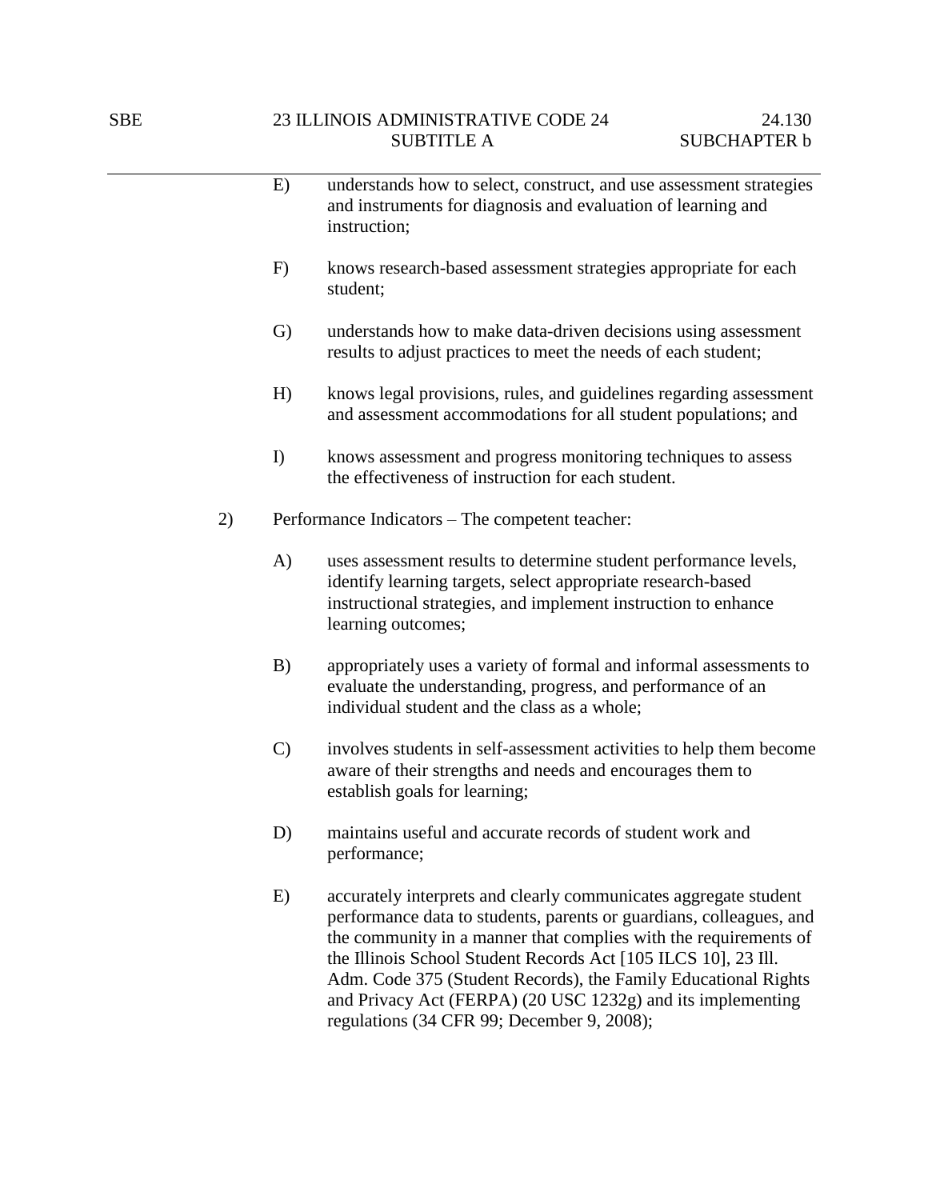E) understands how to select, construct, and use assessment strategies and instruments for diagnosis and evaluation of learning and instruction;

F) knows research-based assessment strategies appropriate for each student;

G) understands how to make data-driven decisions using assessment results to adjust practices to meet the needs of each student;

H) knows legal provisions, rules, and guidelines regarding assessment and assessment accommodations for all student populations; and

I) knows assessment and progress monitoring techniques to assess the effectiveness of instruction for each student.

2) Performance Indicators – The competent teacher:

A) uses assessment results to determine student performance levels, identify learning targets, select appropriate research-based instructional strategies, and implement instruction to enhance learning outcomes;

B) appropriately uses a variety of formal and informal assessments to evaluate the understanding, progress, and performance of an individual student and the class as a whole;

C) involves students in self-assessment activities to help them become aware of their strengths and needs and encourages them to establish goals for learning;

D) maintains useful and accurate records of student work and performance;

E) accurately interprets and clearly communicates aggregate student performance data to students, parents or guardians, colleagues, and the community in a manner that complies with the requirements of the Illinois School Student Records Act [105 ILCS 10], 23 Ill. Adm. Code 375 (Student Records), the Family Educational Rights and Privacy Act (FERPA) (20 USC 1232g) and its implementing regulations (34 CFR 99; December 9, 2008);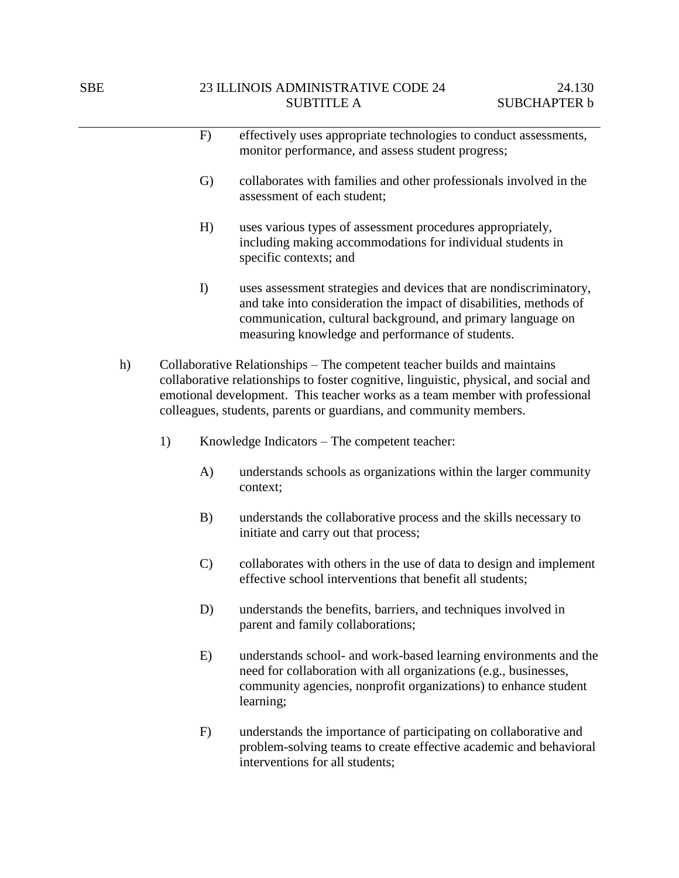F) effectively uses appropriate technologies to conduct assessments, monitor performance, and assess student progress;

G) collaborates with families and other professionals involved in the assessment of each student;

H) uses various types of assessment procedures appropriately, including making accommodations for individual students in specific contexts; and

I) uses assessment strategies and devices that are nondiscriminatory, and take into consideration the impact of disabilities, methods of communication, cultural background, and primary language on measuring knowledge and performance of students.

h) Collaborative Relationships – The competent teacher builds and maintains collaborative relationships to foster cognitive, linguistic, physical, and social and emotional development. This teacher works as a team member with professional colleagues, students, parents or guardians, and community members.

1) Knowledge Indicators – The competent teacher:

A) understands schools as organizations within the larger community context;

B) understands the collaborative process and the skills necessary to initiate and carry out that process;

C) collaborates with others in the use of data to design and implement effective school interventions that benefit all students;

D) understands the benefits, barriers, and techniques involved in parent and family collaborations;

E) understands school- and work-based learning environments and the need for collaboration with all organizations (e.g., businesses, community agencies, nonprofit organizations) to enhance student learning;

F) understands the importance of participating on collaborative and problem-solving teams to create effective academic and behavioral interventions for all students;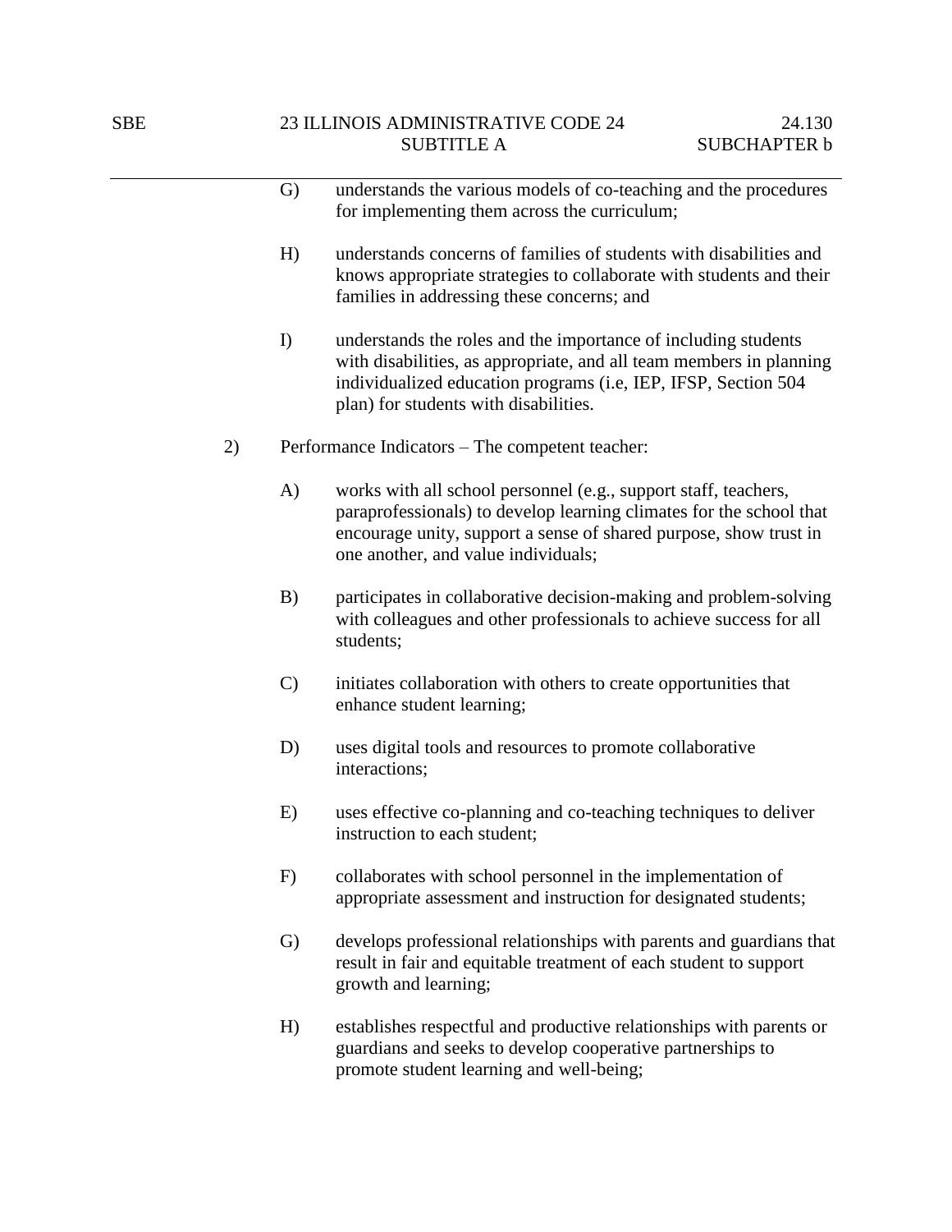G) understands the various models of co-teaching and the procedures for implementing them across the curriculum;

H) understands concerns of families of students with disabilities and knows appropriate strategies to collaborate with students and their families in addressing these concerns; and

I) understands the roles and the importance of including students with disabilities, as appropriate, and all team members in planning individualized education programs (i.e, IEP, IFSP, Section 504 plan) for students with disabilities.

2) Performance Indicators – The competent teacher:

A) works with all school personnel (e.g., support staff, teachers, paraprofessionals) to develop learning climates for the school that encourage unity, support a sense of shared purpose, show trust in one another, and value individuals;

B) participates in collaborative decision-making and problem-solving with colleagues and other professionals to achieve success for all students;

C) initiates collaboration with others to create opportunities that enhance student learning;

D) uses digital tools and resources to promote collaborative interactions;

E) uses effective co-planning and co-teaching techniques to deliver instruction to each student;

F) collaborates with school personnel in the implementation of appropriate assessment and instruction for designated students;

G) develops professional relationships with parents and guardians that result in fair and equitable treatment of each student to support growth and learning;

H) establishes respectful and productive relationships with parents or guardians and seeks to develop cooperative partnerships to promote student learning and well-being;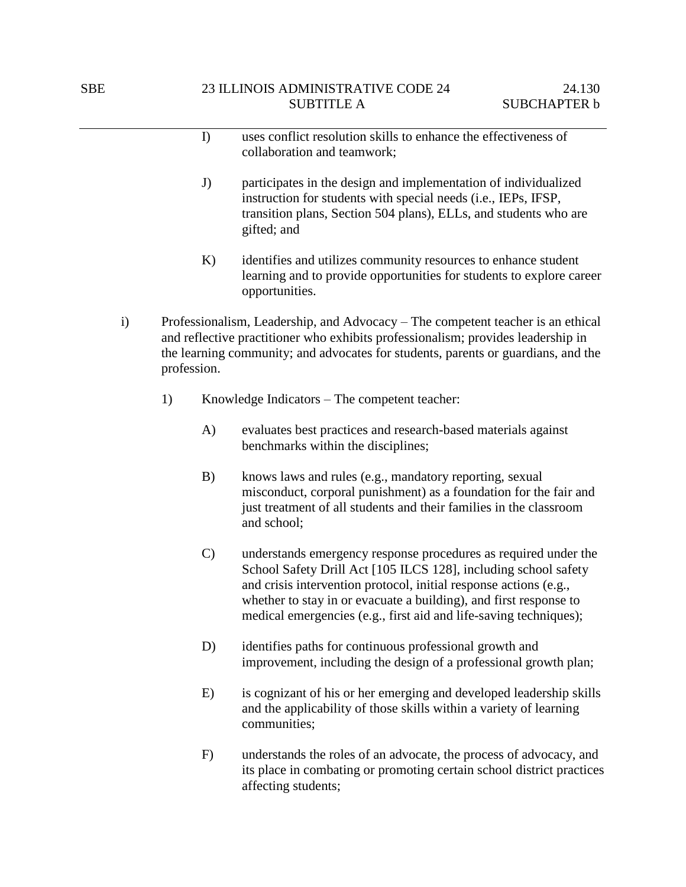I) uses conflict resolution skills to enhance the effectiveness of collaboration and teamwork;

J) participates in the design and implementation of individualized instruction for students with special needs (i.e., IEPs, IFSP, transition plans, Section 504 plans), ELLs, and students who are gifted; and

K) identifies and utilizes community resources to enhance student learning and to provide opportunities for students to explore career opportunities.

i) Professionalism, Leadership, and Advocacy – The competent teacher is an ethical and reflective practitioner who exhibits professionalism; provides leadership in the learning community; and advocates for students, parents or guardians, and the profession.

1) Knowledge Indicators – The competent teacher:

A) evaluates best practices and research-based materials against benchmarks within the disciplines;

B) knows laws and rules (e.g., mandatory reporting, sexual misconduct, corporal punishment) as a foundation for the fair and just treatment of all students and their families in the classroom and school;

C) understands emergency response procedures as required under the School Safety Drill Act [105 ILCS 128], including school safety and crisis intervention protocol, initial response actions (e.g., whether to stay in or evacuate a building), and first response to medical emergencies (e.g., first aid and life-saving techniques);

D) identifies paths for continuous professional growth and improvement, including the design of a professional growth plan;

E) is cognizant of his or her emerging and developed leadership skills and the applicability of those skills within a variety of learning communities;

F) understands the roles of an advocate, the process of advocacy, and its place in combating or promoting certain school district practices affecting students;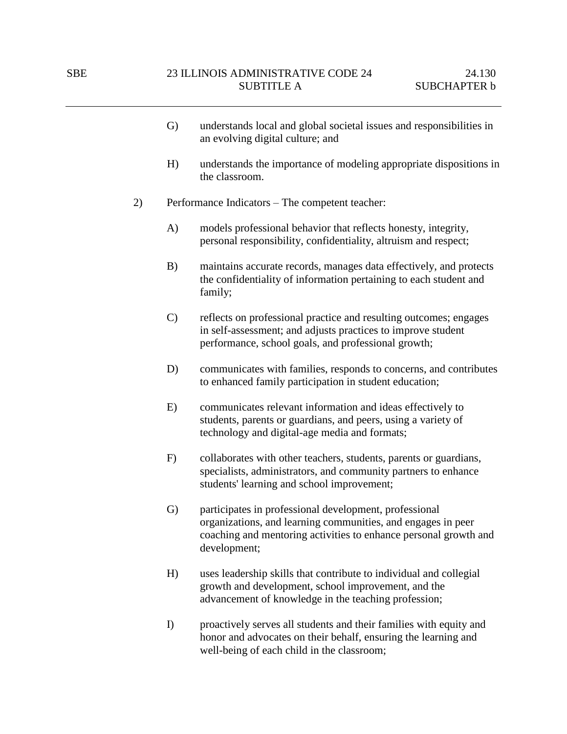G) understands local and global societal issues and responsibilities in an evolving digital culture; and

H) understands the importance of modeling appropriate dispositions in the classroom.

2) Performance Indicators – The competent teacher:

A) models professional behavior that reflects honesty, integrity, personal responsibility, confidentiality, altruism and respect;

B) maintains accurate records, manages data effectively, and protects the confidentiality of information pertaining to each student and family;

C) reflects on professional practice and resulting outcomes; engages in self-assessment; and adjusts practices to improve student performance, school goals, and professional growth;

D) communicates with families, responds to concerns, and contributes to enhanced family participation in student education;

E) communicates relevant information and ideas effectively to students, parents or guardians, and peers, using a variety of technology and digital-age media and formats;

F) collaborates with other teachers, students, parents or guardians, specialists, administrators, and community partners to enhance students' learning and school improvement;

G) participates in professional development, professional organizations, and learning communities, and engages in peer coaching and mentoring activities to enhance personal growth and development;

H) uses leadership skills that contribute to individual and collegial growth and development, school improvement, and the advancement of knowledge in the teaching profession;

I) proactively serves all students and their families with equity and honor and advocates on their behalf, ensuring the learning and well-being of each child in the classroom;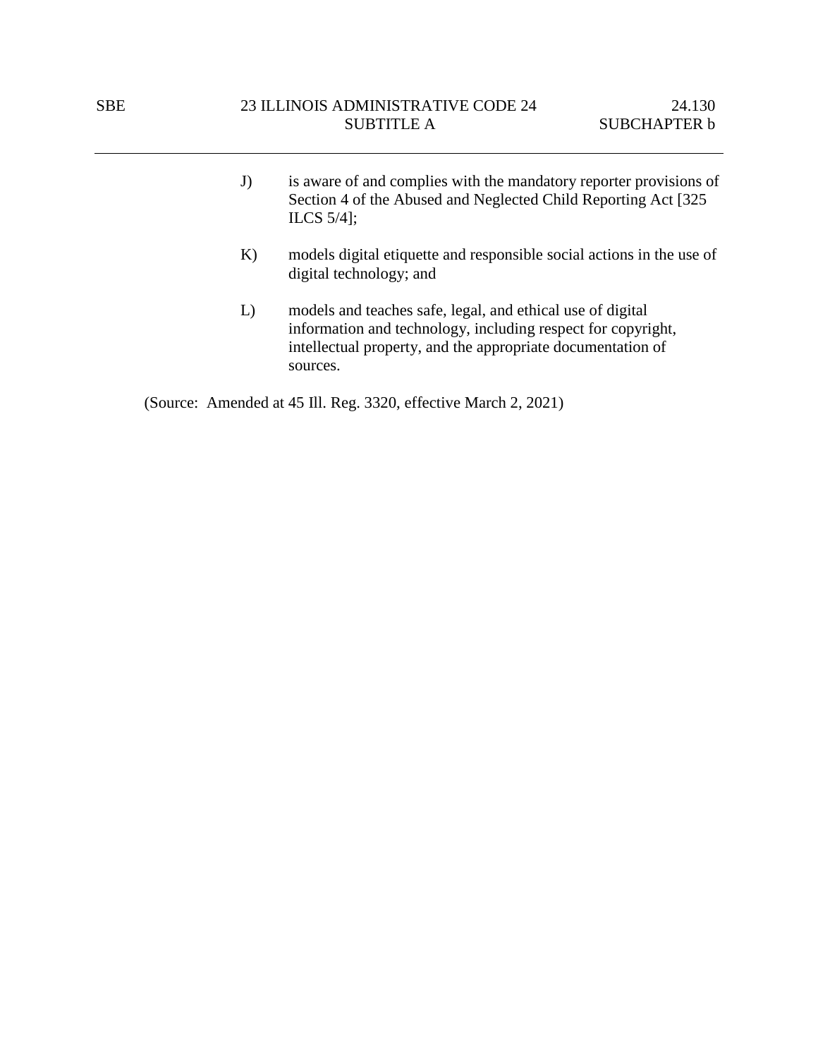J) is aware of and complies with the mandatory reporter provisions of Section 4 of the Abused and Neglected Child Reporting Act [325 ILCS 5/4];

K) models digital etiquette and responsible social actions in the use of digital technology; and

L) models and teaches safe, legal, and ethical use of digital information and technology, including respect for copyright, intellectual property, and the appropriate documentation of sources.

(Source: Amended at 45 Ill. Reg. 3320, effective March 2, 2021)